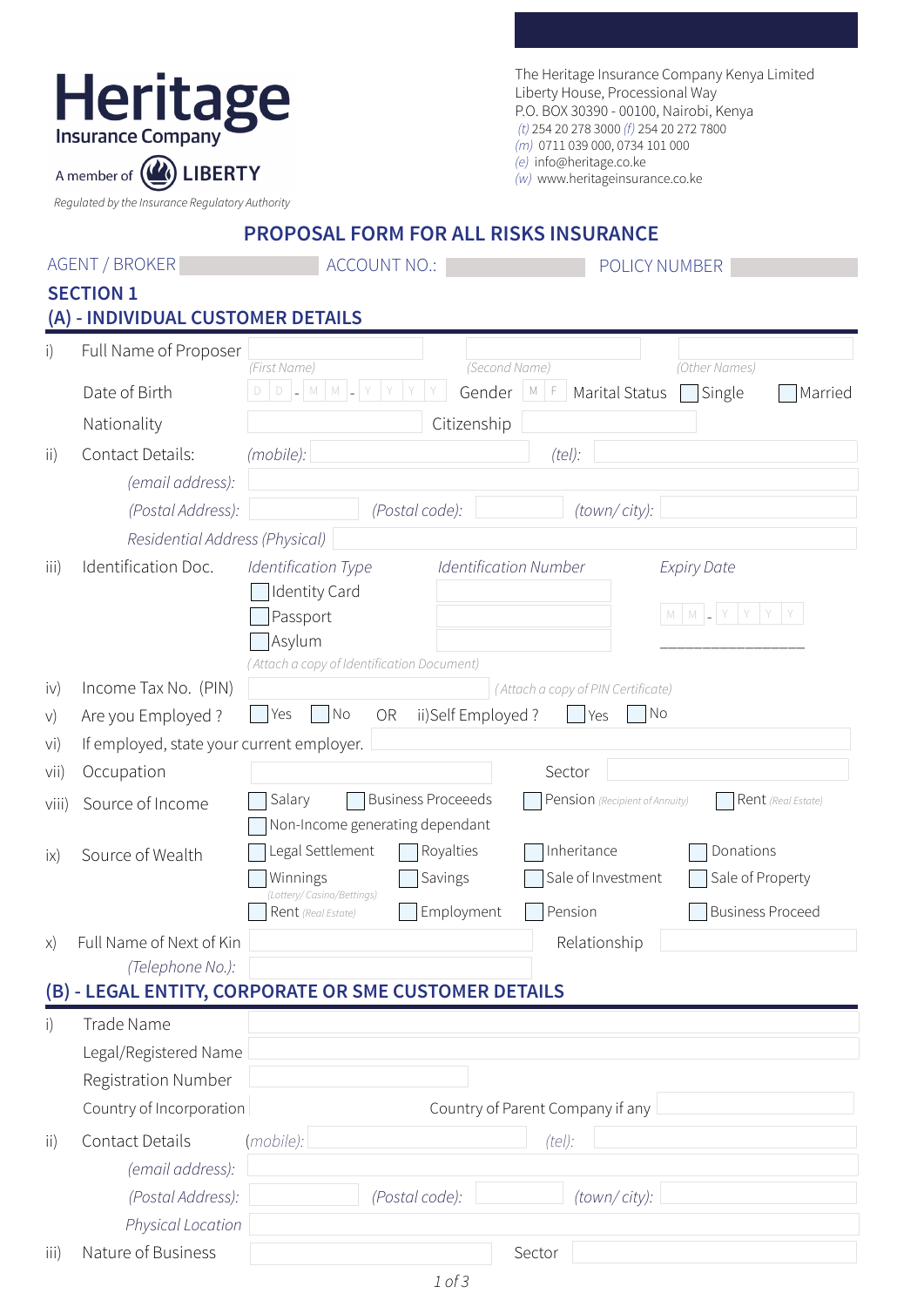**Heritage Insurance Company**

A member of LIBERTY

*Regulated by the Insurance Regulatory Authority*

The Heritage Insurance Company Kenya Limited
Liberty House, Professional Way
P.O. BOX 30390 - 00100, Nairobi, Kenya
*(t)* 254 20 278 3000 *(f)* 254 20 272 7800
*(m)* 0711 039 000, 0734 101 000
*(e)* info@heritage.co.ke
*(w)* www.heritageinsurance.co.ke

# PROPOSAL FORM FOR ALL RISKS INSURANCE

AGENT / BROKER ______ ACCOUNT NO.: ______ POLICY NUMBER ______

## SECTION 1

### (A) - INDIVIDUAL CUSTOMER DETAILS

i) Full Name of Proposer ______ *(First Name)* ______ *(Second Name)* ______ *(Other Names)*

Date of Birth D D - M M - Y Y Y Y Gender M F Marital Status ☐ Single ☐ Married

Nationality ______ Citizenship ______

ii) Contact Details: *(mobile):* ______ *(tel):* ______

*(email address):* ______

*(Postal Address):* ______ *(Postal code):* ______ *(town/ city):* ______

*Residential Address (Physical)* ______

iii) Identification Doc.

| *Identification Type* | *Identification Number* | *Expiry Date* |
|---|---|---|
| ☐ Identity Card | | M M - Y Y Y Y |
| ☐ Passport | | |
| ☐ Asylum | | ______________ |

*(Attach a copy of Identification Document)*

iv) Income Tax No. (PIN) ______ *(Attach a copy of PIN Certificate)*

v) Are you Employed ? ☐ Yes ☐ No OR ii)Self Employed ? ☐ Yes ☐ No

vi) If employed, state your current employer. ______

vii) Occupation ______ Sector ______

viii) Source of Income ☐ Salary ☐ Business Proceeeds ☐ Pension *(Recipient of Annuity)* ☐ Rent *(Real Estate)* ☐ Non-Income generating dependant

ix) Source of Wealth
☐ Legal Settlement ☐ Royalties ☐ Inheritance ☐ Donations
☐ Winnings *(Lottery/ Casino/Bettings)* ☐ Savings ☐ Sale of Investment ☐ Sale of Property
☐ Rent *(Real Estate)* ☐ Employment ☐ Pension ☐ Business Proceed

x) Full Name of Next of Kin ______ Relationship ______

*(Telephone No.):* ______

### (B) - LEGAL ENTITY, CORPORATE OR SME CUSTOMER DETAILS

i) Trade Name ______

Legal/Registered Name ______

Registration Number ______

Country of Incorporation ______ Country of Parent Company if any ______

ii) Contact Details *(mobile):* ______ *(tel):* ______

*(email address):* ______

*(Postal Address):* ______ *(Postal code):* ______ *(town/ city):* ______

*Physical Location* ______

iii) Nature of Business ______ Sector ______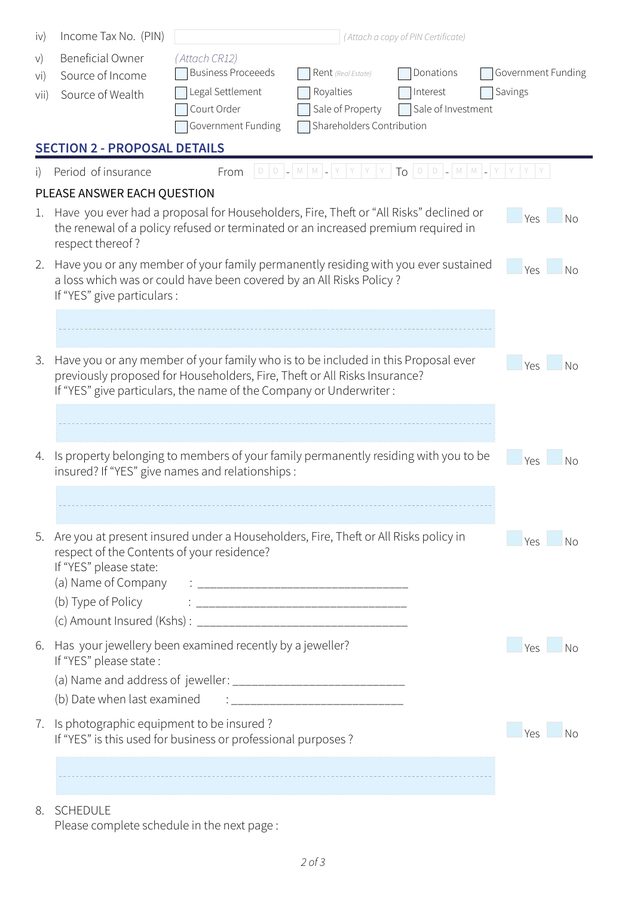iv) Income Tax No. (PIN) ____________ *(Attach a copy of PIN Certificate)*

v) Beneficial Owner *(Attach CR12)*

vi) Source of Income

- ☐ Business Proceeeds
- ☐ Rent *(Real Estate)*
- ☐ Donations
- ☐ Government Funding

vii) Source of Wealth

- ☐ Legal Settlement
- ☐ Royalties
- ☐ Interest
- ☐ Savings
- ☐ Court Order
- ☐ Sale of Property
- ☐ Sale of Investment
- ☐ Government Funding
- ☐ Shareholders Contribution

## SECTION 2 - PROPOSAL DETAILS

i) Period of insurance From D D - M M - Y Y Y Y To D D - M M - Y Y Y Y

PLEASE ANSWER EACH QUESTION

1. Have you ever had a proposal for Householders, Fire, Theft or "All Risks" declined or the renewal of a policy refused or terminated or an increased premium required in respect thereof ? ☐ Yes ☐ No

2. Have you or any member of your family permanently residing with you ever sustained a loss which was or could have been covered by an All Risks Policy ? ☐ Yes ☐ No
   If "YES" give particulars :

   ____________________________________________

3. Have you or any member of your family who is to be included in this Proposal ever previously proposed for Householders, Fire, Theft or All Risks Insurance? ☐ Yes ☐ No
   If "YES" give particulars, the name of the Company or Underwriter :

   ____________________________________________

4. Is property belonging to members of your family permanently residing with you to be insured? If "YES" give names and relationships : ☐ Yes ☐ No

   ____________________________________________

5. Are you at present insured under a Householders, Fire, Theft or All Risks policy in respect of the Contents of your residence? ☐ Yes ☐ No
   If "YES" please state:
   (a) Name of Company : ________________________________
   (b) Type of Policy : ________________________________
   (c) Amount Insured (Kshs) : ________________________________

6. Has your jewellery been examined recently by a jeweller? ☐ Yes ☐ No
   If "YES" please state :
   (a) Name and address of jeweller: ____________________________
   (b) Date when last examined : ____________________________

7. Is photographic equipment to be insured ? ☐ Yes ☐ No
   If "YES" is this used for business or professional purposes ?

   ____________________________________________

8. SCHEDULE
   Please complete schedule in the next page :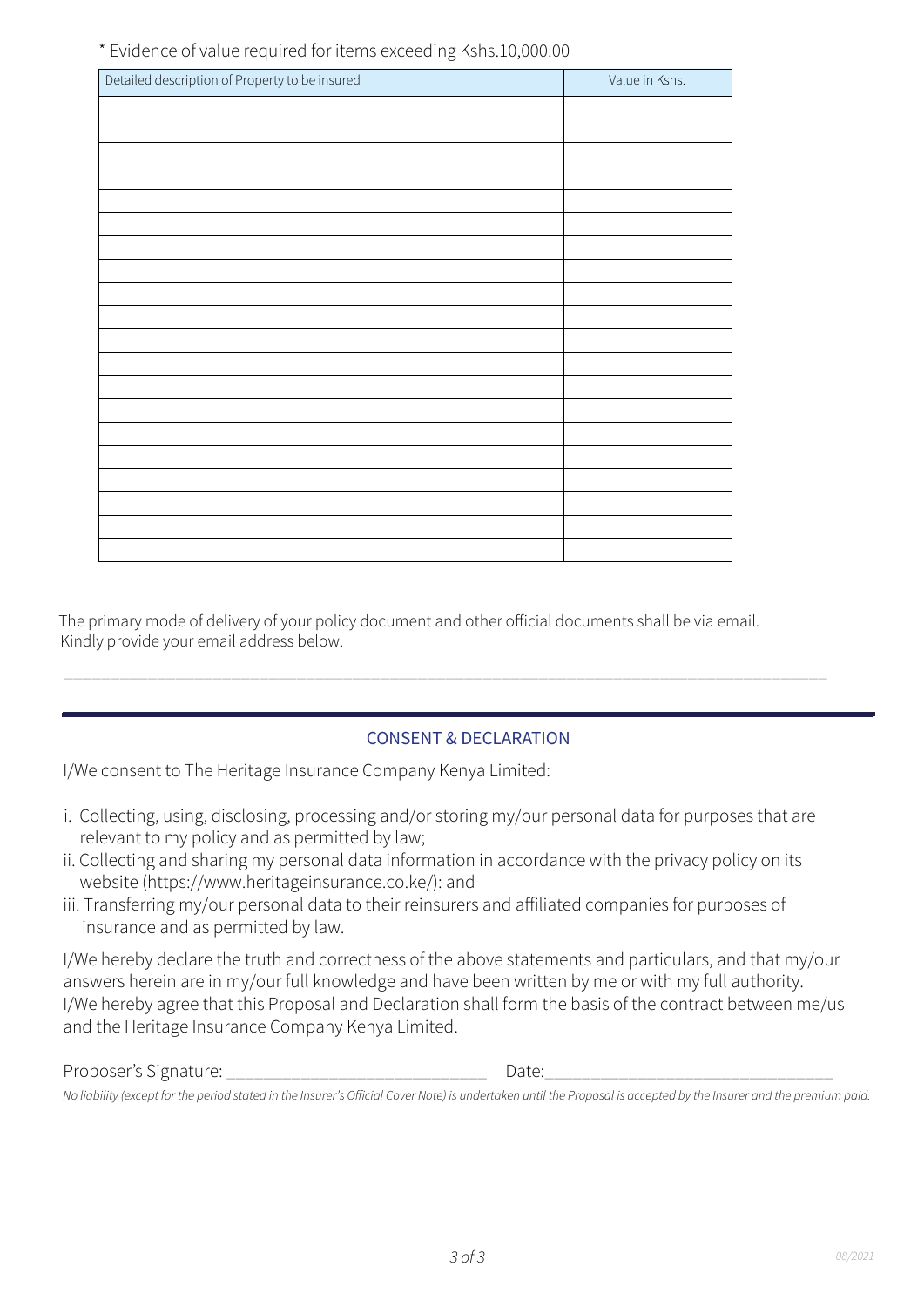* Evidence of value required for items exceeding Kshs.10,000.00

| Detailed description of Property to be insured | Value in Kshs. |
| --- | --- |
| | |
| | |
| | |
| | |
| | |
| | |
| | |
| | |
| | |
| | |
| | |
| | |
| | |
| | |
| | |
| | |
| | |
| | |
| | |
| | |

The primary mode of delivery of your policy document and other official documents shall be via email.
Kindly provide your email address below.

_______________________________________________________________________________________

## CONSENT & DECLARATION

I/We consent to The Heritage Insurance Company Kenya Limited:

i. Collecting, using, disclosing, processing and/or storing my/our personal data for purposes that are relevant to my policy and as permitted by law;
ii. Collecting and sharing my personal data information in accordance with the privacy policy on its website (https://www.heritageinsurance.co.ke/): and
iii. Transferring my/our personal data to their reinsurers and affiliated companies for purposes of insurance and as permitted by law.

I/We hereby declare the truth and correctness of the above statements and particulars, and that my/our answers herein are in my/our full knowledge and have been written by me or with my full authority. I/We hereby agree that this Proposal and Declaration shall form the basis of the contract between me/us and the Heritage Insurance Company Kenya Limited.

Proposer's Signature: ______________________________ Date:________________________________

*No liability (except for the period stated in the Insurer's Official Cover Note) is undertaken until the Proposal is accepted by the Insurer and the premium paid.*

*08/2021*